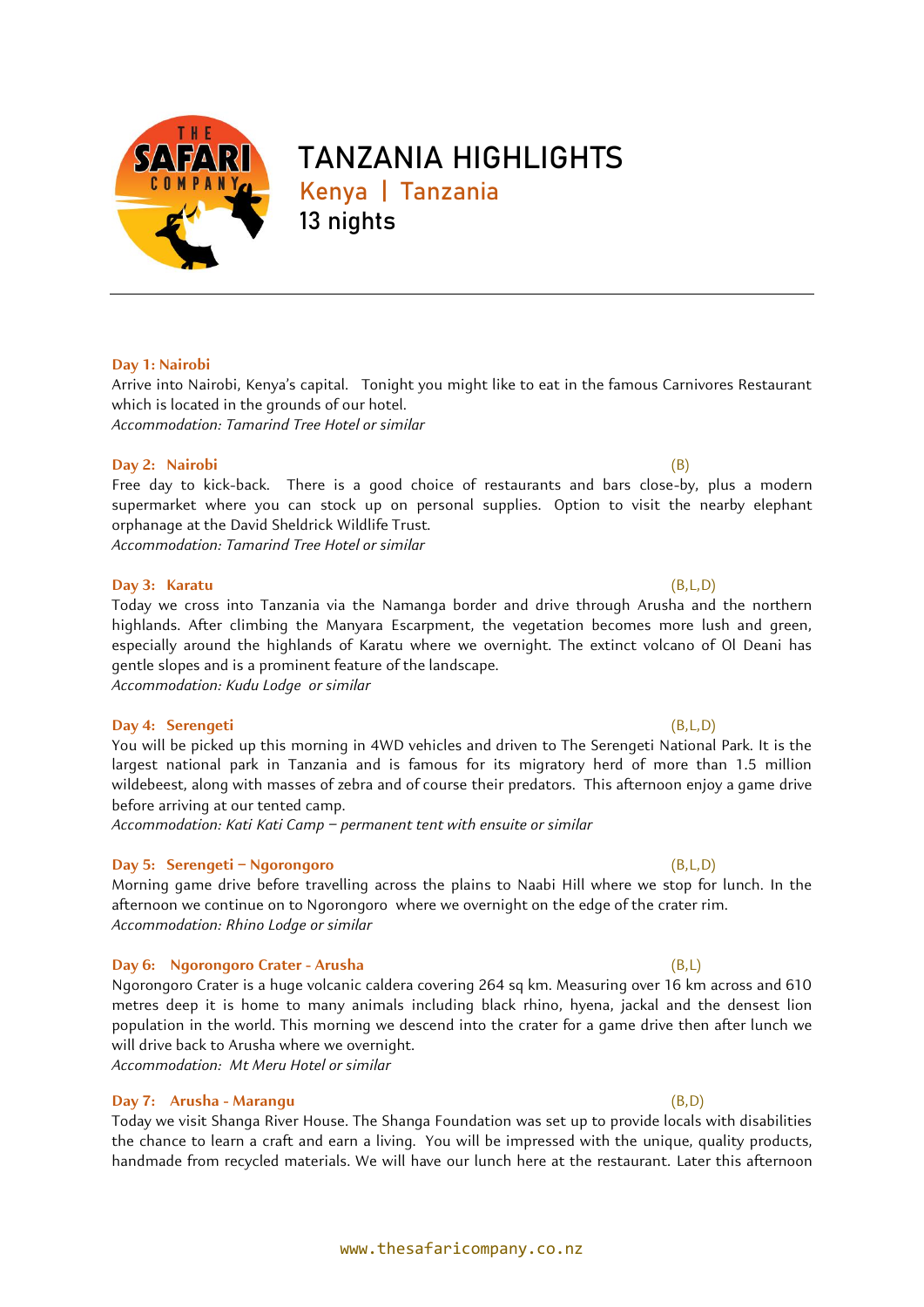# TANZANIA HIGHLIGHTS

## Kenya | Tanzania

## 13 nights

---

**Day 1: Nairobi**

Arrive into Nairobi, Kenya's capital. Tonight you might like to eat in the famous Carnivores Restaurant which is located in the grounds of our hotel.

*Accommodation: Tamarind Tree Hotel or similar*

**Day 2: Nairobi** (B)

Free day to kick-back. There is a good choice of restaurants and bars close-by, plus a modern supermarket where you can stock up on personal supplies. Option to visit the nearby elephant orphanage at the David Sheldrick Wildlife Trust.

*Accommodation: Tamarind Tree Hotel or similar*

**Day 3: Karatu** (B,L,D)

Today we cross into Tanzania via the Namanga border and drive through Arusha and the northern highlands. After climbing the Manyara Escarpment, the vegetation becomes more lush and green, especially around the highlands of Karatu where we overnight. The extinct volcano of Ol Deani has gentle slopes and is a prominent feature of the landscape.

*Accommodation: Kudu Lodge or similar*

**Day 4: Serengeti** (B,L,D)

You will be picked up this morning in 4WD vehicles and driven to The Serengeti National Park. It is the largest national park in Tanzania and is famous for its migratory herd of more than 1.5 million wildebeest, along with masses of zebra and of course their predators. This afternoon enjoy a game drive before arriving at our tented camp.

*Accommodation: Kati Kati Camp – permanent tent with ensuite or similar*

**Day 5: Serengeti – Ngorongoro** (B,L,D)

Morning game drive before travelling across the plains to Naabi Hill where we stop for lunch. In the afternoon we continue on to Ngorongoro where we overnight on the edge of the crater rim.

*Accommodation: Rhino Lodge or similar*

**Day 6: Ngorongoro Crater - Arusha** (B,L)

Ngorongoro Crater is a huge volcanic caldera covering 264 sq km. Measuring over 16 km across and 610 metres deep it is home to many animals including black rhino, hyena, jackal and the densest lion population in the world. This morning we descend into the crater for a game drive then after lunch we will drive back to Arusha where we overnight.

*Accommodation: Mt Meru Hotel or similar*

**Day 7: Arusha - Marangu** (B,D)

Today we visit Shanga River House. The Shanga Foundation was set up to provide locals with disabilities the chance to learn a craft and earn a living. You will be impressed with the unique, quality products, handmade from recycled materials. We will have our lunch here at the restaurant. Later this afternoon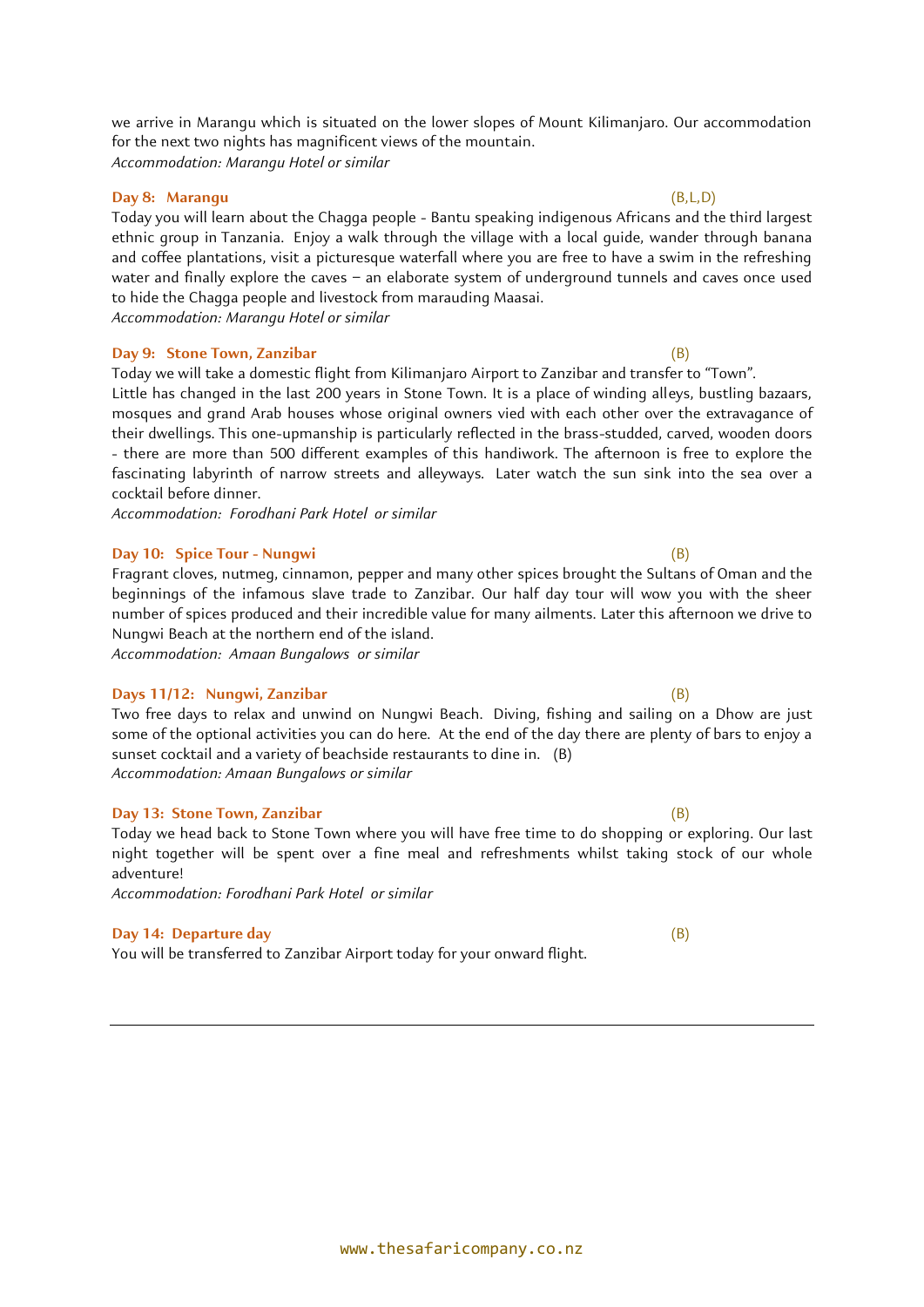we arrive in Marangu which is situated on the lower slopes of Mount Kilimanjaro. Our accommodation for the next two nights has magnificent views of the mountain.
*Accommodation: Marangu Hotel or similar*

**Day 8: Marangu** (B,L,D)

Today you will learn about the Chagga people - Bantu speaking indigenous Africans and the third largest ethnic group in Tanzania. Enjoy a walk through the village with a local guide, wander through banana and coffee plantations, visit a picturesque waterfall where you are free to have a swim in the refreshing water and finally explore the caves – an elaborate system of underground tunnels and caves once used to hide the Chagga people and livestock from marauding Maasai.
*Accommodation: Marangu Hotel or similar*

**Day 9: Stone Town, Zanzibar** (B)

Today we will take a domestic flight from Kilimanjaro Airport to Zanzibar and transfer to "Town".
Little has changed in the last 200 years in Stone Town. It is a place of winding alleys, bustling bazaars, mosques and grand Arab houses whose original owners vied with each other over the extravagance of their dwellings. This one-upmanship is particularly reflected in the brass-studded, carved, wooden doors - there are more than 500 different examples of this handiwork. The afternoon is free to explore the fascinating labyrinth of narrow streets and alleyways. Later watch the sun sink into the sea over a cocktail before dinner.
*Accommodation: Forodhani Park Hotel or similar*

**Day 10: Spice Tour - Nungwi** (B)

Fragrant cloves, nutmeg, cinnamon, pepper and many other spices brought the Sultans of Oman and the beginnings of the infamous slave trade to Zanzibar. Our half day tour will wow you with the sheer number of spices produced and their incredible value for many ailments. Later this afternoon we drive to Nungwi Beach at the northern end of the island.
*Accommodation: Amaan Bungalows or similar*

**Days 11/12: Nungwi, Zanzibar** (B)

Two free days to relax and unwind on Nungwi Beach. Diving, fishing and sailing on a Dhow are just some of the optional activities you can do here. At the end of the day there are plenty of bars to enjoy a sunset cocktail and a variety of beachside restaurants to dine in. (B)
*Accommodation: Amaan Bungalows or similar*

**Day 13: Stone Town, Zanzibar** (B)

Today we head back to Stone Town where you will have free time to do shopping or exploring. Our last night together will be spent over a fine meal and refreshments whilst taking stock of our whole adventure!
*Accommodation: Forodhani Park Hotel or similar*

**Day 14: Departure day** (B)

You will be transferred to Zanzibar Airport today for your onward flight.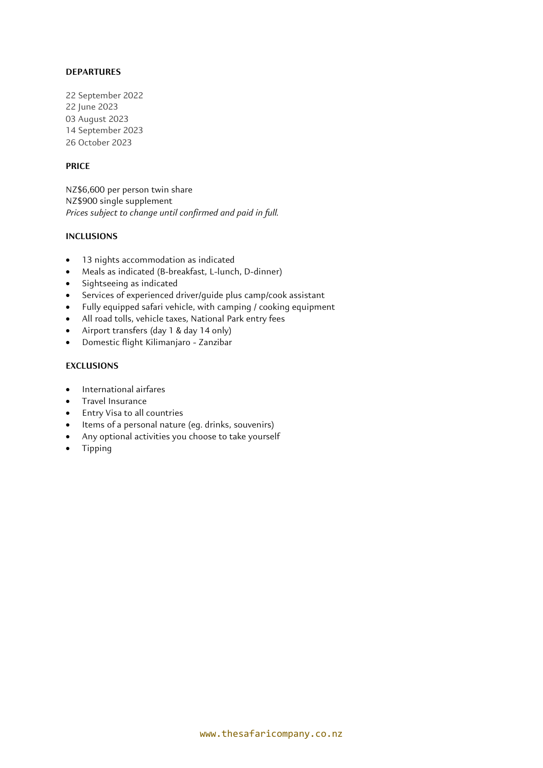**DEPARTURES**

22 September 2022
22 June 2023
03 August 2023
14 September 2023
26 October 2023

**PRICE**

NZ$6,600 per person twin share
NZ$900 single supplement
*Prices subject to change until confirmed and paid in full.*

**INCLUSIONS**

- 13 nights accommodation as indicated
- Meals as indicated (B-breakfast, L-lunch, D-dinner)
- Sightseeing as indicated
- Services of experienced driver/guide plus camp/cook assistant
- Fully equipped safari vehicle, with camping / cooking equipment
- All road tolls, vehicle taxes, National Park entry fees
- Airport transfers (day 1 & day 14 only)
- Domestic flight Kilimanjaro - Zanzibar

**EXCLUSIONS**

- International airfares
- Travel Insurance
- Entry Visa to all countries
- Items of a personal nature (eg. drinks, souvenirs)
- Any optional activities you choose to take yourself
- Tipping